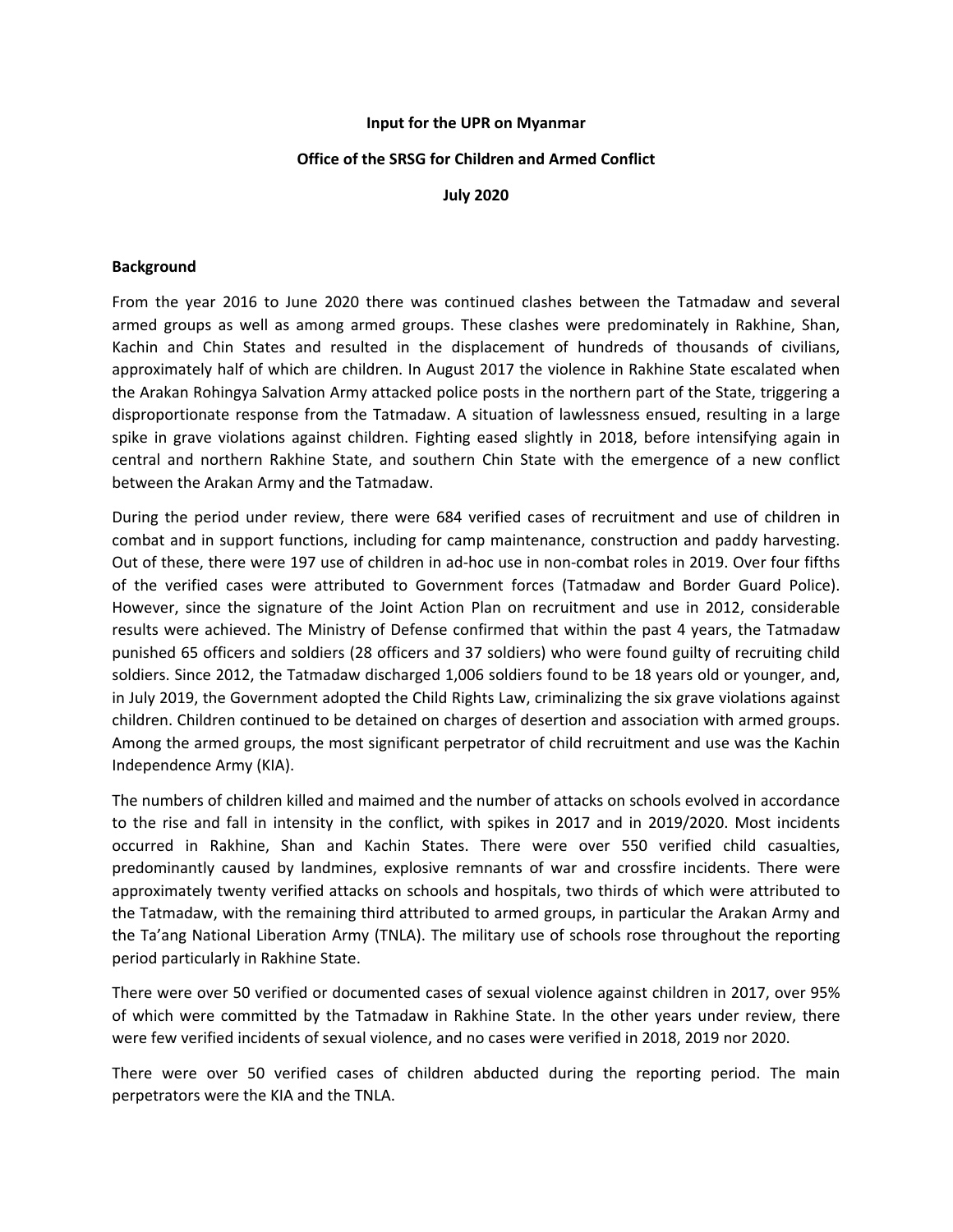**Input for the UPR on Myanmar**

**Office of the SRSG for Children and Armed Conflict**

**July 2020**

## Background

From the year 2016 to June 2020 there was continued clashes between the Tatmadaw and several armed groups as well as among armed groups. These clashes were predominately in Rakhine, Shan, Kachin and Chin States and resulted in the displacement of hundreds of thousands of civilians, approximately half of which are children. In August 2017 the violence in Rakhine State escalated when the Arakan Rohingya Salvation Army attacked police posts in the northern part of the State, triggering a disproportionate response from the Tatmadaw. A situation of lawlessness ensued, resulting in a large spike in grave violations against children. Fighting eased slightly in 2018, before intensifying again in central and northern Rakhine State, and southern Chin State with the emergence of a new conflict between the Arakan Army and the Tatmadaw.

During the period under review, there were 684 verified cases of recruitment and use of children in combat and in support functions, including for camp maintenance, construction and paddy harvesting. Out of these, there were 197 use of children in ad-hoc use in non-combat roles in 2019. Over four fifths of the verified cases were attributed to Government forces (Tatmadaw and Border Guard Police). However, since the signature of the Joint Action Plan on recruitment and use in 2012, considerable results were achieved. The Ministry of Defense confirmed that within the past 4 years, the Tatmadaw punished 65 officers and soldiers (28 officers and 37 soldiers) who were found guilty of recruiting child soldiers. Since 2012, the Tatmadaw discharged 1,006 soldiers found to be 18 years old or younger, and, in July 2019, the Government adopted the Child Rights Law, criminalizing the six grave violations against children. Children continued to be detained on charges of desertion and association with armed groups. Among the armed groups, the most significant perpetrator of child recruitment and use was the Kachin Independence Army (KIA).

The numbers of children killed and maimed and the number of attacks on schools evolved in accordance to the rise and fall in intensity in the conflict, with spikes in 2017 and in 2019/2020. Most incidents occurred in Rakhine, Shan and Kachin States. There were over 550 verified child casualties, predominantly caused by landmines, explosive remnants of war and crossfire incidents. There were approximately twenty verified attacks on schools and hospitals, two thirds of which were attributed to the Tatmadaw, with the remaining third attributed to armed groups, in particular the Arakan Army and the Ta'ang National Liberation Army (TNLA). The military use of schools rose throughout the reporting period particularly in Rakhine State.

There were over 50 verified or documented cases of sexual violence against children in 2017, over 95% of which were committed by the Tatmadaw in Rakhine State. In the other years under review, there were few verified incidents of sexual violence, and no cases were verified in 2018, 2019 nor 2020.

There were over 50 verified cases of children abducted during the reporting period. The main perpetrators were the KIA and the TNLA.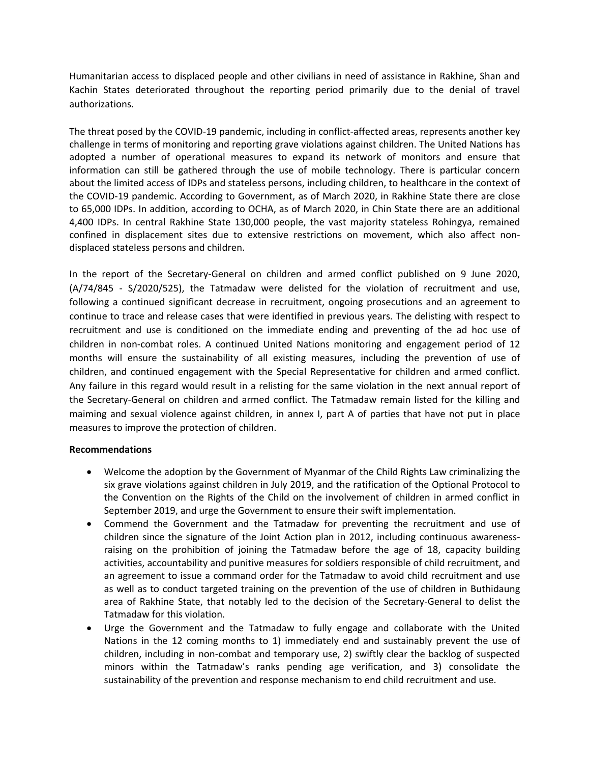Humanitarian access to displaced people and other civilians in need of assistance in Rakhine, Shan and Kachin States deteriorated throughout the reporting period primarily due to the denial of travel authorizations.

The threat posed by the COVID-19 pandemic, including in conflict-affected areas, represents another key challenge in terms of monitoring and reporting grave violations against children. The United Nations has adopted a number of operational measures to expand its network of monitors and ensure that information can still be gathered through the use of mobile technology. There is particular concern about the limited access of IDPs and stateless persons, including children, to healthcare in the context of the COVID-19 pandemic. According to Government, as of March 2020, in Rakhine State there are close to 65,000 IDPs. In addition, according to OCHA, as of March 2020, in Chin State there are an additional 4,400 IDPs. In central Rakhine State 130,000 people, the vast majority stateless Rohingya, remained confined in displacement sites due to extensive restrictions on movement, which also affect non-displaced stateless persons and children.

In the report of the Secretary-General on children and armed conflict published on 9 June 2020, (A/74/845 - S/2020/525), the Tatmadaw were delisted for the violation of recruitment and use, following a continued significant decrease in recruitment, ongoing prosecutions and an agreement to continue to trace and release cases that were identified in previous years. The delisting with respect to recruitment and use is conditioned on the immediate ending and preventing of the ad hoc use of children in non-combat roles. A continued United Nations monitoring and engagement period of 12 months will ensure the sustainability of all existing measures, including the prevention of use of children, and continued engagement with the Special Representative for children and armed conflict. Any failure in this regard would result in a relisting for the same violation in the next annual report of the Secretary-General on children and armed conflict. The Tatmadaw remain listed for the killing and maiming and sexual violence against children, in annex I, part A of parties that have not put in place measures to improve the protection of children.

**Recommendations**

- Welcome the adoption by the Government of Myanmar of the Child Rights Law criminalizing the six grave violations against children in July 2019, and the ratification of the Optional Protocol to the Convention on the Rights of the Child on the involvement of children in armed conflict in September 2019, and urge the Government to ensure their swift implementation.
- Commend the Government and the Tatmadaw for preventing the recruitment and use of children since the signature of the Joint Action plan in 2012, including continuous awareness-raising on the prohibition of joining the Tatmadaw before the age of 18, capacity building activities, accountability and punitive measures for soldiers responsible of child recruitment, and an agreement to issue a command order for the Tatmadaw to avoid child recruitment and use as well as to conduct targeted training on the prevention of the use of children in Buthidaung area of Rakhine State, that notably led to the decision of the Secretary-General to delist the Tatmadaw for this violation.
- Urge the Government and the Tatmadaw to fully engage and collaborate with the United Nations in the 12 coming months to 1) immediately end and sustainably prevent the use of children, including in non-combat and temporary use, 2) swiftly clear the backlog of suspected minors within the Tatmadaw's ranks pending age verification, and 3) consolidate the sustainability of the prevention and response mechanism to end child recruitment and use.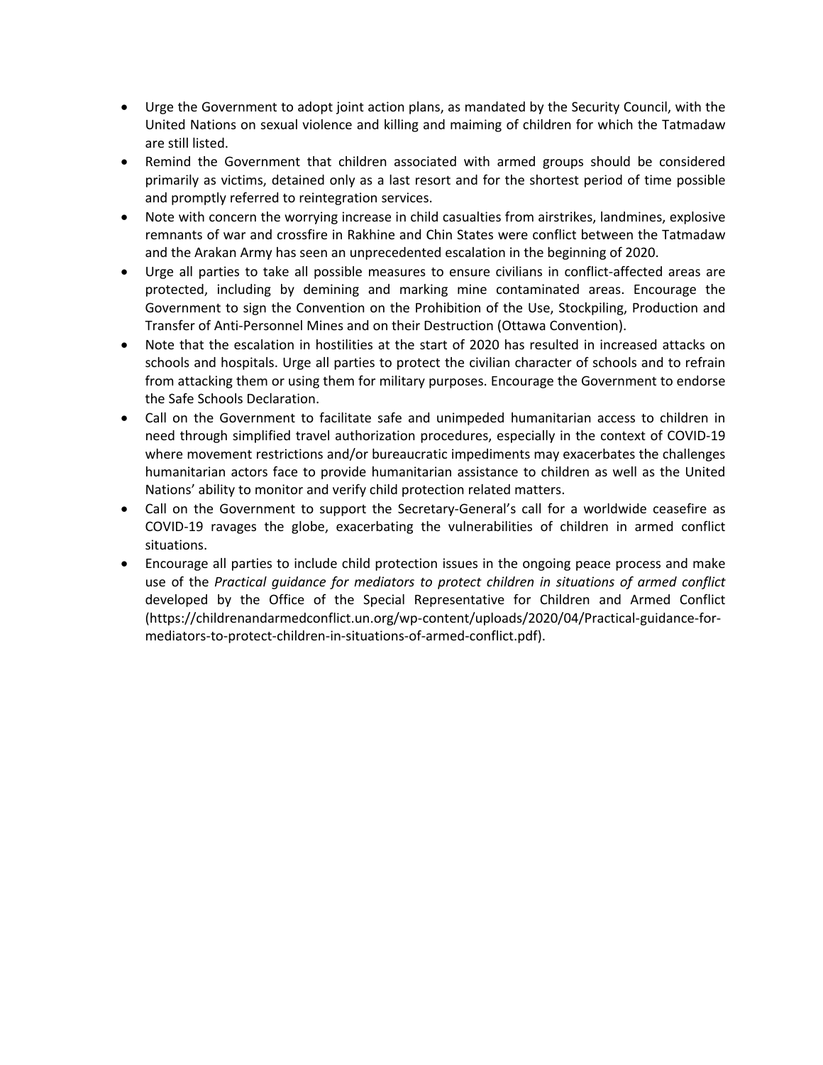- Urge the Government to adopt joint action plans, as mandated by the Security Council, with the United Nations on sexual violence and killing and maiming of children for which the Tatmadaw are still listed.
- Remind the Government that children associated with armed groups should be considered primarily as victims, detained only as a last resort and for the shortest period of time possible and promptly referred to reintegration services.
- Note with concern the worrying increase in child casualties from airstrikes, landmines, explosive remnants of war and crossfire in Rakhine and Chin States were conflict between the Tatmadaw and the Arakan Army has seen an unprecedented escalation in the beginning of 2020.
- Urge all parties to take all possible measures to ensure civilians in conflict-affected areas are protected, including by demining and marking mine contaminated areas. Encourage the Government to sign the Convention on the Prohibition of the Use, Stockpiling, Production and Transfer of Anti-Personnel Mines and on their Destruction (Ottawa Convention).
- Note that the escalation in hostilities at the start of 2020 has resulted in increased attacks on schools and hospitals. Urge all parties to protect the civilian character of schools and to refrain from attacking them or using them for military purposes. Encourage the Government to endorse the Safe Schools Declaration.
- Call on the Government to facilitate safe and unimpeded humanitarian access to children in need through simplified travel authorization procedures, especially in the context of COVID-19 where movement restrictions and/or bureaucratic impediments may exacerbates the challenges humanitarian actors face to provide humanitarian assistance to children as well as the United Nations' ability to monitor and verify child protection related matters.
- Call on the Government to support the Secretary-General's call for a worldwide ceasefire as COVID-19 ravages the globe, exacerbating the vulnerabilities of children in armed conflict situations.
- Encourage all parties to include child protection issues in the ongoing peace process and make use of the *Practical guidance for mediators to protect children in situations of armed conflict* developed by the Office of the Special Representative for Children and Armed Conflict (https://childrenandarmedconflict.un.org/wp-content/uploads/2020/04/Practical-guidance-for-mediators-to-protect-children-in-situations-of-armed-conflict.pdf).